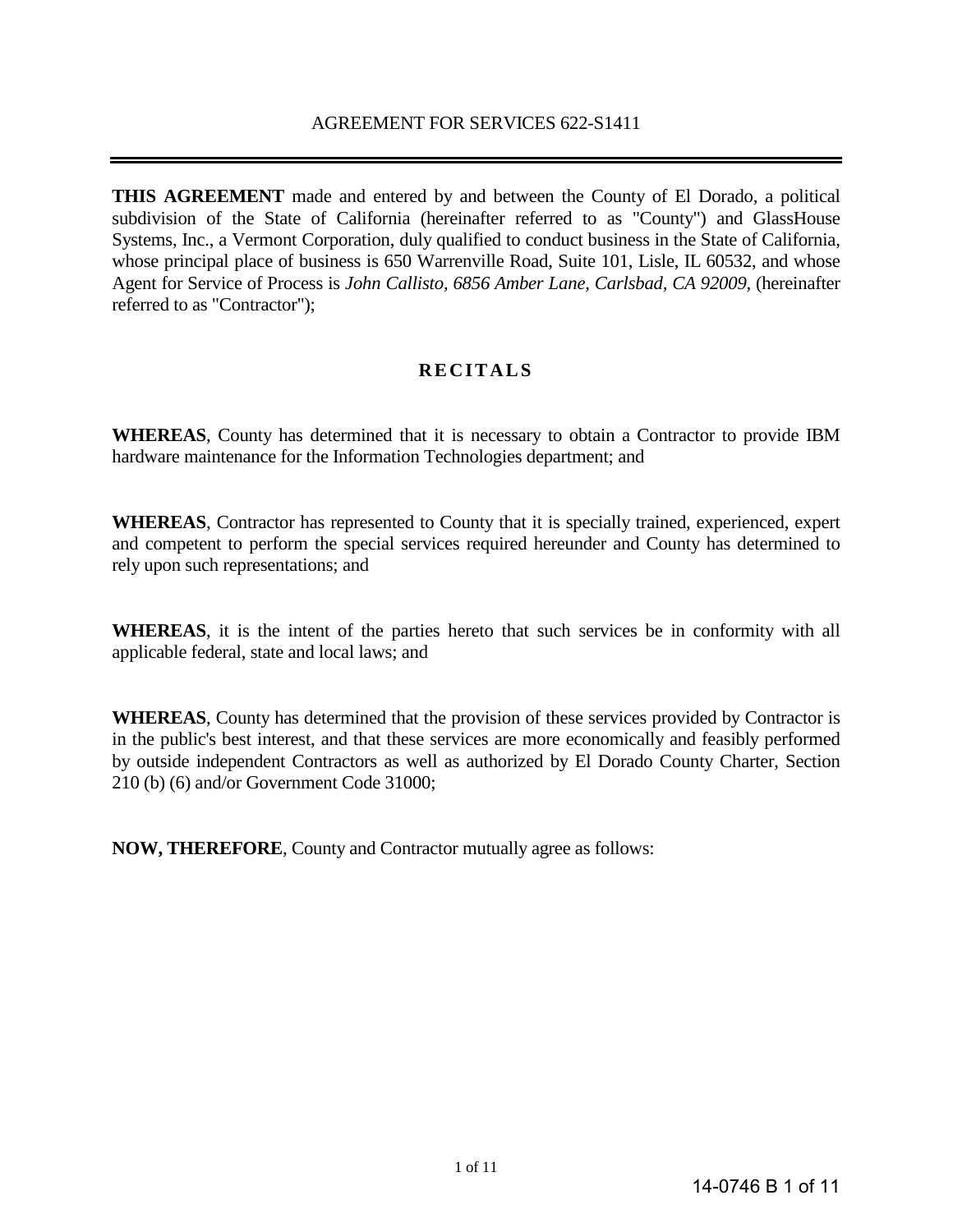# AGREEMENT FOR SERVICES 622-S1411

---

**THIS AGREEMENT** made and entered by and between the County of El Dorado, a political subdivision of the State of California (hereinafter referred to as "County") and GlassHouse Systems, Inc., a Vermont Corporation, duly qualified to conduct business in the State of California, whose principal place of business is 650 Warrenville Road, Suite 101, Lisle, IL 60532, and whose Agent for Service of Process is *John Callisto, 6856 Amber Lane, Carlsbad, CA 92009*, (hereinafter referred to as "Contractor");

## RECITALS

**WHEREAS**, County has determined that it is necessary to obtain a Contractor to provide IBM hardware maintenance for the Information Technologies department; and

**WHEREAS**, Contractor has represented to County that it is specially trained, experienced, expert and competent to perform the special services required hereunder and County has determined to rely upon such representations; and

**WHEREAS**, it is the intent of the parties hereto that such services be in conformity with all applicable federal, state and local laws; and

**WHEREAS**, County has determined that the provision of these services provided by Contractor is in the public's best interest, and that these services are more economically and feasibly performed by outside independent Contractors as well as authorized by El Dorado County Charter, Section 210 (b) (6) and/or Government Code 31000;

**NOW, THEREFORE**, County and Contractor mutually agree as follows: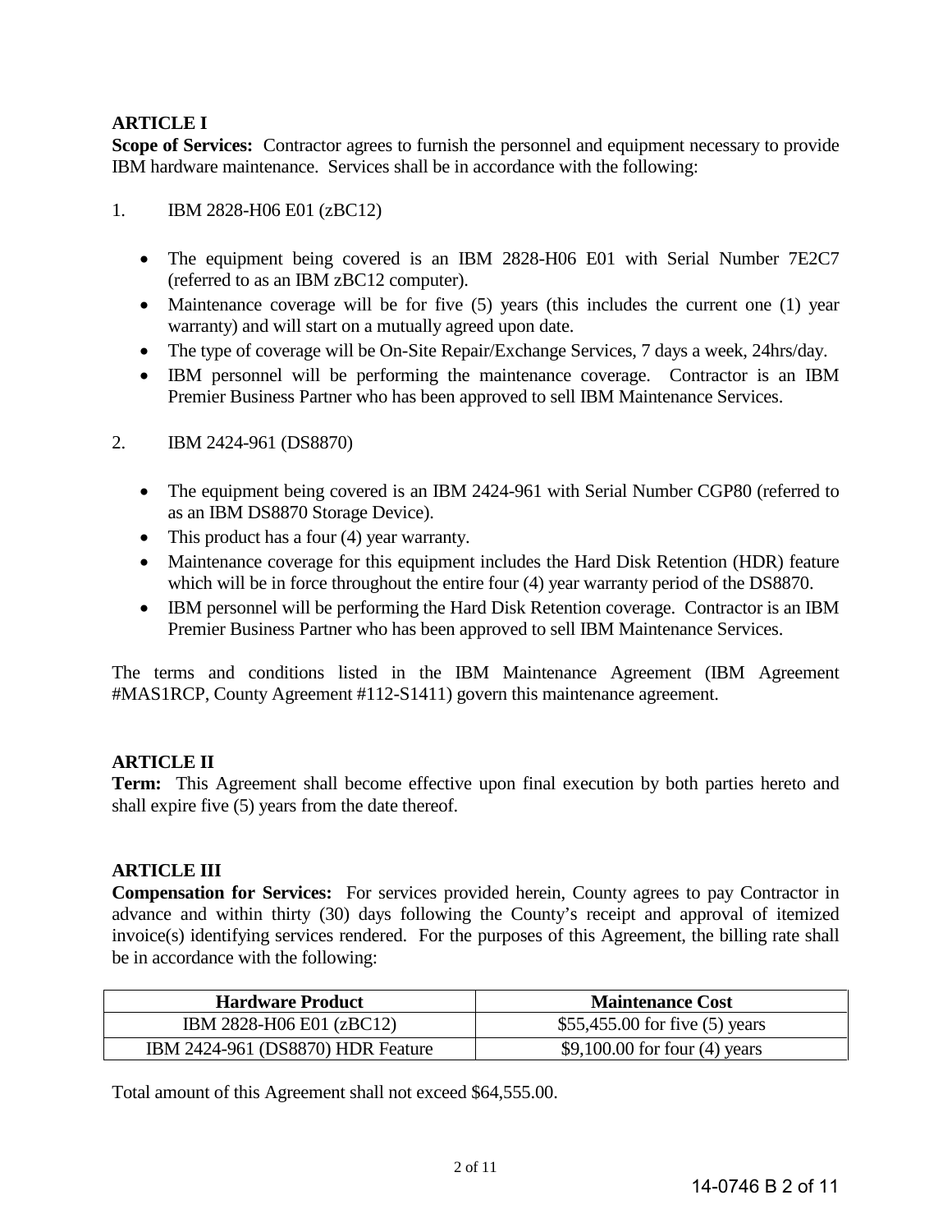**ARTICLE I**

**Scope of Services:** Contractor agrees to furnish the personnel and equipment necessary to provide IBM hardware maintenance. Services shall be in accordance with the following:

1. IBM 2828-H06 E01 (zBC12)

   - The equipment being covered is an IBM 2828-H06 E01 with Serial Number 7E2C7 (referred to as an IBM zBC12 computer).
   - Maintenance coverage will be for five (5) years (this includes the current one (1) year warranty) and will start on a mutually agreed upon date.
   - The type of coverage will be On-Site Repair/Exchange Services, 7 days a week, 24hrs/day.
   - IBM personnel will be performing the maintenance coverage. Contractor is an IBM Premier Business Partner who has been approved to sell IBM Maintenance Services.

2. IBM 2424-961 (DS8870)

   - The equipment being covered is an IBM 2424-961 with Serial Number CGP80 (referred to as an IBM DS8870 Storage Device).
   - This product has a four (4) year warranty.
   - Maintenance coverage for this equipment includes the Hard Disk Retention (HDR) feature which will be in force throughout the entire four (4) year warranty period of the DS8870.
   - IBM personnel will be performing the Hard Disk Retention coverage. Contractor is an IBM Premier Business Partner who has been approved to sell IBM Maintenance Services.

The terms and conditions listed in the IBM Maintenance Agreement (IBM Agreement #MAS1RCP, County Agreement #112-S1411) govern this maintenance agreement.

**ARTICLE II**

**Term:** This Agreement shall become effective upon final execution by both parties hereto and shall expire five (5) years from the date thereof.

**ARTICLE III**

**Compensation for Services:** For services provided herein, County agrees to pay Contractor in advance and within thirty (30) days following the County's receipt and approval of itemized invoice(s) identifying services rendered. For the purposes of this Agreement, the billing rate shall be in accordance with the following:

| Hardware Product | Maintenance Cost |
| --- | --- |
| IBM 2828-H06 E01 (zBC12) | $55,455.00 for five (5) years |
| IBM 2424-961 (DS8870) HDR Feature | $9,100.00 for four (4) years |

Total amount of this Agreement shall not exceed $64,555.00.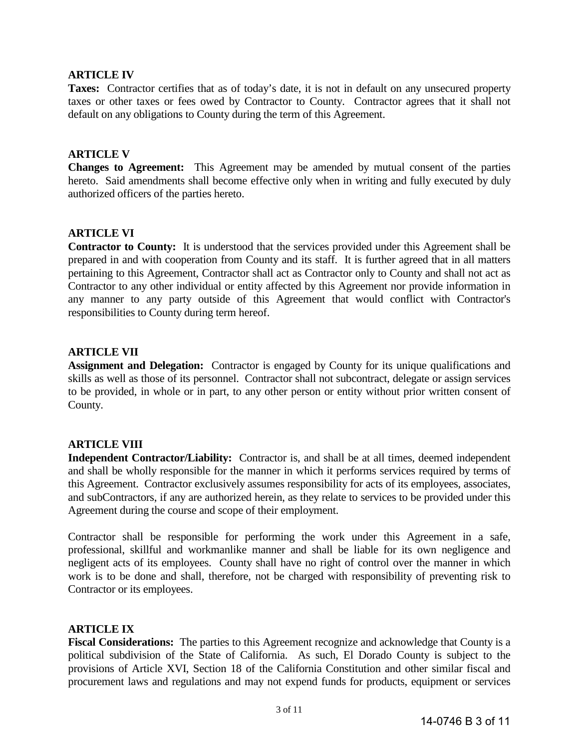**ARTICLE IV**

**Taxes:** Contractor certifies that as of today's date, it is not in default on any unsecured property taxes or other taxes or fees owed by Contractor to County. Contractor agrees that it shall not default on any obligations to County during the term of this Agreement.

**ARTICLE V**

**Changes to Agreement:** This Agreement may be amended by mutual consent of the parties hereto. Said amendments shall become effective only when in writing and fully executed by duly authorized officers of the parties hereto.

**ARTICLE VI**

**Contractor to County:** It is understood that the services provided under this Agreement shall be prepared in and with cooperation from County and its staff. It is further agreed that in all matters pertaining to this Agreement, Contractor shall act as Contractor only to County and shall not act as Contractor to any other individual or entity affected by this Agreement nor provide information in any manner to any party outside of this Agreement that would conflict with Contractor's responsibilities to County during term hereof.

**ARTICLE VII**

**Assignment and Delegation:** Contractor is engaged by County for its unique qualifications and skills as well as those of its personnel. Contractor shall not subcontract, delegate or assign services to be provided, in whole or in part, to any other person or entity without prior written consent of County.

**ARTICLE VIII**

**Independent Contractor/Liability:** Contractor is, and shall be at all times, deemed independent and shall be wholly responsible for the manner in which it performs services required by terms of this Agreement. Contractor exclusively assumes responsibility for acts of its employees, associates, and subContractors, if any are authorized herein, as they relate to services to be provided under this Agreement during the course and scope of their employment.

Contractor shall be responsible for performing the work under this Agreement in a safe, professional, skillful and workmanlike manner and shall be liable for its own negligence and negligent acts of its employees. County shall have no right of control over the manner in which work is to be done and shall, therefore, not be charged with responsibility of preventing risk to Contractor or its employees.

**ARTICLE IX**

**Fiscal Considerations:** The parties to this Agreement recognize and acknowledge that County is a political subdivision of the State of California. As such, El Dorado County is subject to the provisions of Article XVI, Section 18 of the California Constitution and other similar fiscal and procurement laws and regulations and may not expend funds for products, equipment or services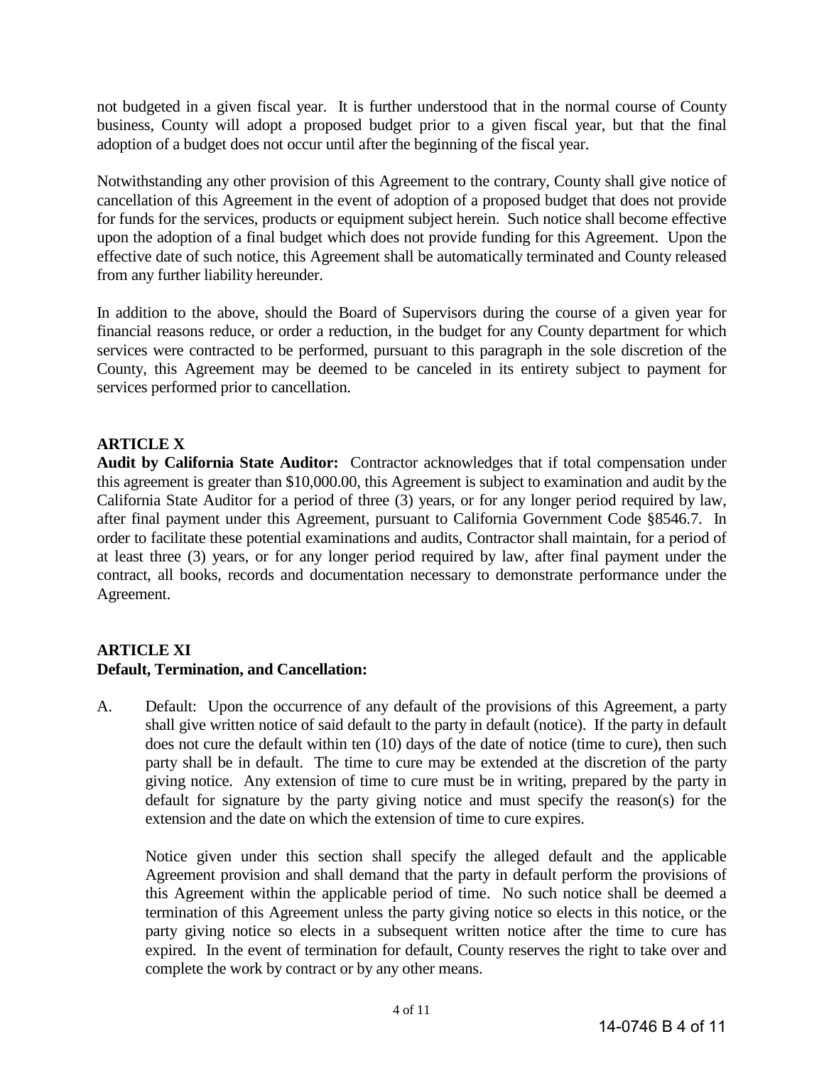not budgeted in a given fiscal year. It is further understood that in the normal course of County business, County will adopt a proposed budget prior to a given fiscal year, but that the final adoption of a budget does not occur until after the beginning of the fiscal year.

Notwithstanding any other provision of this Agreement to the contrary, County shall give notice of cancellation of this Agreement in the event of adoption of a proposed budget that does not provide for funds for the services, products or equipment subject herein. Such notice shall become effective upon the adoption of a final budget which does not provide funding for this Agreement. Upon the effective date of such notice, this Agreement shall be automatically terminated and County released from any further liability hereunder.

In addition to the above, should the Board of Supervisors during the course of a given year for financial reasons reduce, or order a reduction, in the budget for any County department for which services were contracted to be performed, pursuant to this paragraph in the sole discretion of the County, this Agreement may be deemed to be canceled in its entirety subject to payment for services performed prior to cancellation.

**ARTICLE X**

**Audit by California State Auditor:** Contractor acknowledges that if total compensation under this agreement is greater than $10,000.00, this Agreement is subject to examination and audit by the California State Auditor for a period of three (3) years, or for any longer period required by law, after final payment under this Agreement, pursuant to California Government Code §8546.7. In order to facilitate these potential examinations and audits, Contractor shall maintain, for a period of at least three (3) years, or for any longer period required by law, after final payment under the contract, all books, records and documentation necessary to demonstrate performance under the Agreement.

**ARTICLE XI**

**Default, Termination, and Cancellation:**

A. Default: Upon the occurrence of any default of the provisions of this Agreement, a party shall give written notice of said default to the party in default (notice). If the party in default does not cure the default within ten (10) days of the date of notice (time to cure), then such party shall be in default. The time to cure may be extended at the discretion of the party giving notice. Any extension of time to cure must be in writing, prepared by the party in default for signature by the party giving notice and must specify the reason(s) for the extension and the date on which the extension of time to cure expires.

   Notice given under this section shall specify the alleged default and the applicable Agreement provision and shall demand that the party in default perform the provisions of this Agreement within the applicable period of time. No such notice shall be deemed a termination of this Agreement unless the party giving notice so elects in this notice, or the party giving notice so elects in a subsequent written notice after the time to cure has expired. In the event of termination for default, County reserves the right to take over and complete the work by contract or by any other means.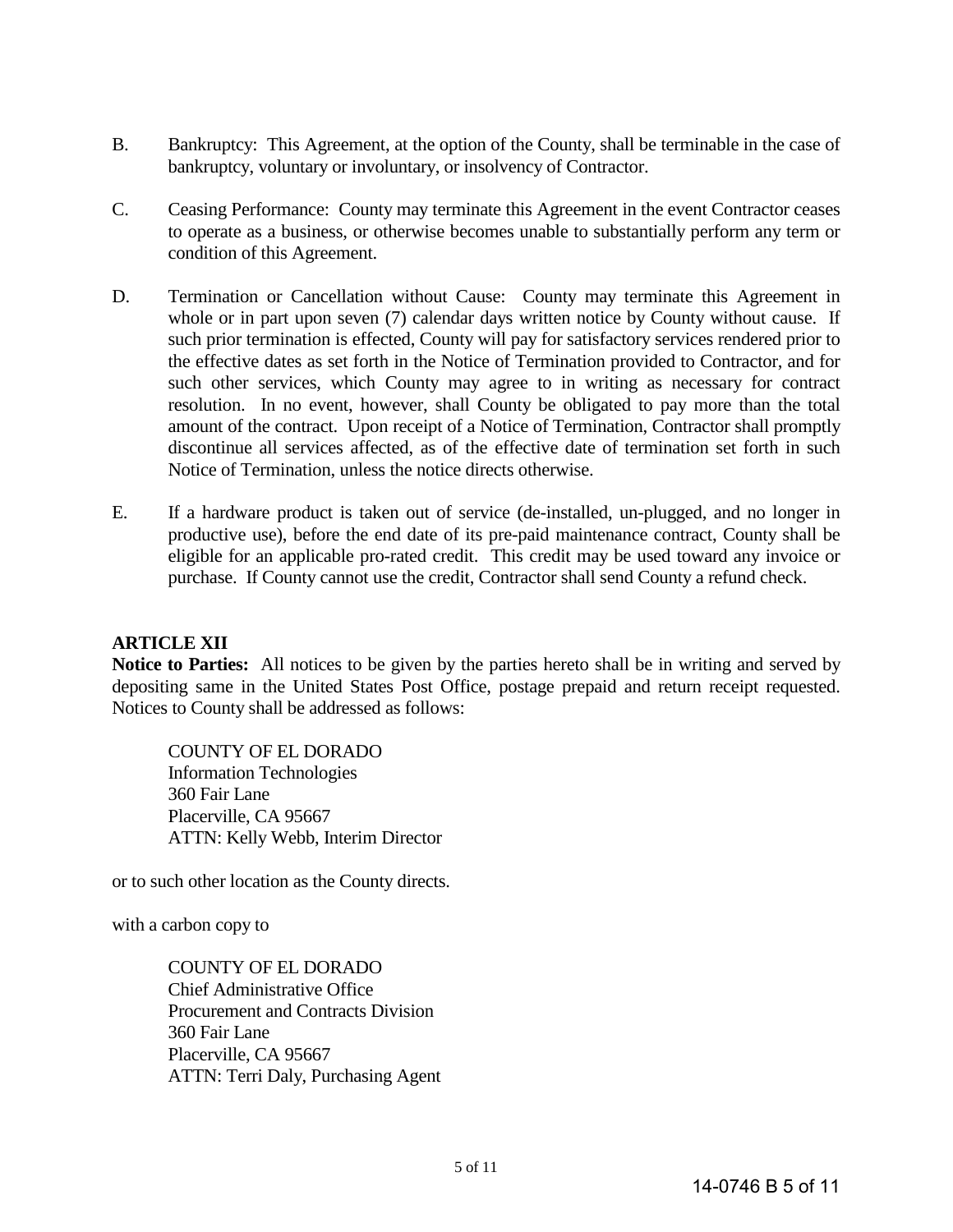B. Bankruptcy: This Agreement, at the option of the County, shall be terminable in the case of bankruptcy, voluntary or involuntary, or insolvency of Contractor.

C. Ceasing Performance: County may terminate this Agreement in the event Contractor ceases to operate as a business, or otherwise becomes unable to substantially perform any term or condition of this Agreement.

D. Termination or Cancellation without Cause: County may terminate this Agreement in whole or in part upon seven (7) calendar days written notice by County without cause. If such prior termination is effected, County will pay for satisfactory services rendered prior to the effective dates as set forth in the Notice of Termination provided to Contractor, and for such other services, which County may agree to in writing as necessary for contract resolution. In no event, however, shall County be obligated to pay more than the total amount of the contract. Upon receipt of a Notice of Termination, Contractor shall promptly discontinue all services affected, as of the effective date of termination set forth in such Notice of Termination, unless the notice directs otherwise.

E. If a hardware product is taken out of service (de-installed, un-plugged, and no longer in productive use), before the end date of its pre-paid maintenance contract, County shall be eligible for an applicable pro-rated credit. This credit may be used toward any invoice or purchase. If County cannot use the credit, Contractor shall send County a refund check.

**ARTICLE XII**

**Notice to Parties:** All notices to be given by the parties hereto shall be in writing and served by depositing same in the United States Post Office, postage prepaid and return receipt requested. Notices to County shall be addressed as follows:

COUNTY OF EL DORADO
Information Technologies
360 Fair Lane
Placerville, CA 95667
ATTN: Kelly Webb, Interim Director

or to such other location as the County directs.

with a carbon copy to

COUNTY OF EL DORADO
Chief Administrative Office
Procurement and Contracts Division
360 Fair Lane
Placerville, CA 95667
ATTN: Terri Daly, Purchasing Agent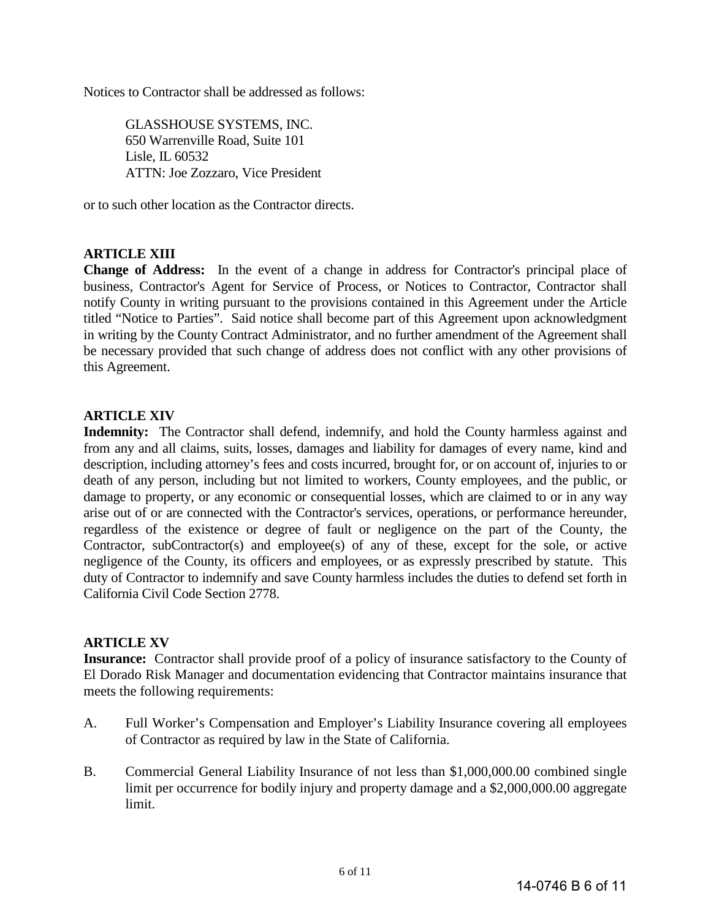Notices to Contractor shall be addressed as follows:

> GLASSHOUSE SYSTEMS, INC.
> 650 Warrenville Road, Suite 101
> Lisle, IL 60532
> ATTN: Joe Zozzaro, Vice President

or to such other location as the Contractor directs.

**ARTICLE XIII**

**Change of Address:** In the event of a change in address for Contractor's principal place of business, Contractor's Agent for Service of Process, or Notices to Contractor, Contractor shall notify County in writing pursuant to the provisions contained in this Agreement under the Article titled "Notice to Parties". Said notice shall become part of this Agreement upon acknowledgment in writing by the County Contract Administrator, and no further amendment of the Agreement shall be necessary provided that such change of address does not conflict with any other provisions of this Agreement.

**ARTICLE XIV**

**Indemnity:** The Contractor shall defend, indemnify, and hold the County harmless against and from any and all claims, suits, losses, damages and liability for damages of every name, kind and description, including attorney's fees and costs incurred, brought for, or on account of, injuries to or death of any person, including but not limited to workers, County employees, and the public, or damage to property, or any economic or consequential losses, which are claimed to or in any way arise out of or are connected with the Contractor's services, operations, or performance hereunder, regardless of the existence or degree of fault or negligence on the part of the County, the Contractor, subContractor(s) and employee(s) of any of these, except for the sole, or active negligence of the County, its officers and employees, or as expressly prescribed by statute. This duty of Contractor to indemnify and save County harmless includes the duties to defend set forth in California Civil Code Section 2778.

**ARTICLE XV**

**Insurance:** Contractor shall provide proof of a policy of insurance satisfactory to the County of El Dorado Risk Manager and documentation evidencing that Contractor maintains insurance that meets the following requirements:

A. Full Worker's Compensation and Employer's Liability Insurance covering all employees of Contractor as required by law in the State of California.

B. Commercial General Liability Insurance of not less than $1,000,000.00 combined single limit per occurrence for bodily injury and property damage and a $2,000,000.00 aggregate limit.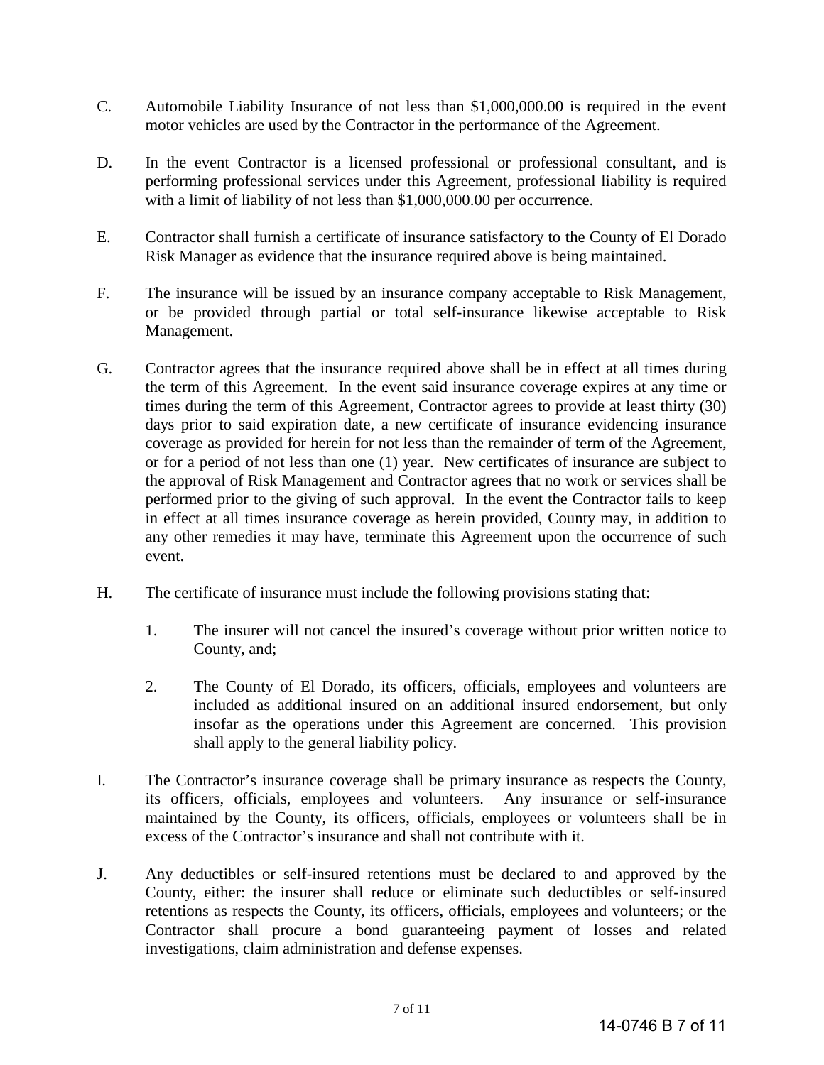C. Automobile Liability Insurance of not less than $1,000,000.00 is required in the event motor vehicles are used by the Contractor in the performance of the Agreement.

D. In the event Contractor is a licensed professional or professional consultant, and is performing professional services under this Agreement, professional liability is required with a limit of liability of not less than $1,000,000.00 per occurrence.

E. Contractor shall furnish a certificate of insurance satisfactory to the County of El Dorado Risk Manager as evidence that the insurance required above is being maintained.

F. The insurance will be issued by an insurance company acceptable to Risk Management, or be provided through partial or total self-insurance likewise acceptable to Risk Management.

G. Contractor agrees that the insurance required above shall be in effect at all times during the term of this Agreement. In the event said insurance coverage expires at any time or times during the term of this Agreement, Contractor agrees to provide at least thirty (30) days prior to said expiration date, a new certificate of insurance evidencing insurance coverage as provided for herein for not less than the remainder of term of the Agreement, or for a period of not less than one (1) year. New certificates of insurance are subject to the approval of Risk Management and Contractor agrees that no work or services shall be performed prior to the giving of such approval. In the event the Contractor fails to keep in effect at all times insurance coverage as herein provided, County may, in addition to any other remedies it may have, terminate this Agreement upon the occurrence of such event.

H. The certificate of insurance must include the following provisions stating that:

   1. The insurer will not cancel the insured's coverage without prior written notice to County, and;

   2. The County of El Dorado, its officers, officials, employees and volunteers are included as additional insured on an additional insured endorsement, but only insofar as the operations under this Agreement are concerned. This provision shall apply to the general liability policy.

I. The Contractor's insurance coverage shall be primary insurance as respects the County, its officers, officials, employees and volunteers. Any insurance or self-insurance maintained by the County, its officers, officials, employees or volunteers shall be in excess of the Contractor's insurance and shall not contribute with it.

J. Any deductibles or self-insured retentions must be declared to and approved by the County, either: the insurer shall reduce or eliminate such deductibles or self-insured retentions as respects the County, its officers, officials, employees and volunteers; or the Contractor shall procure a bond guaranteeing payment of losses and related investigations, claim administration and defense expenses.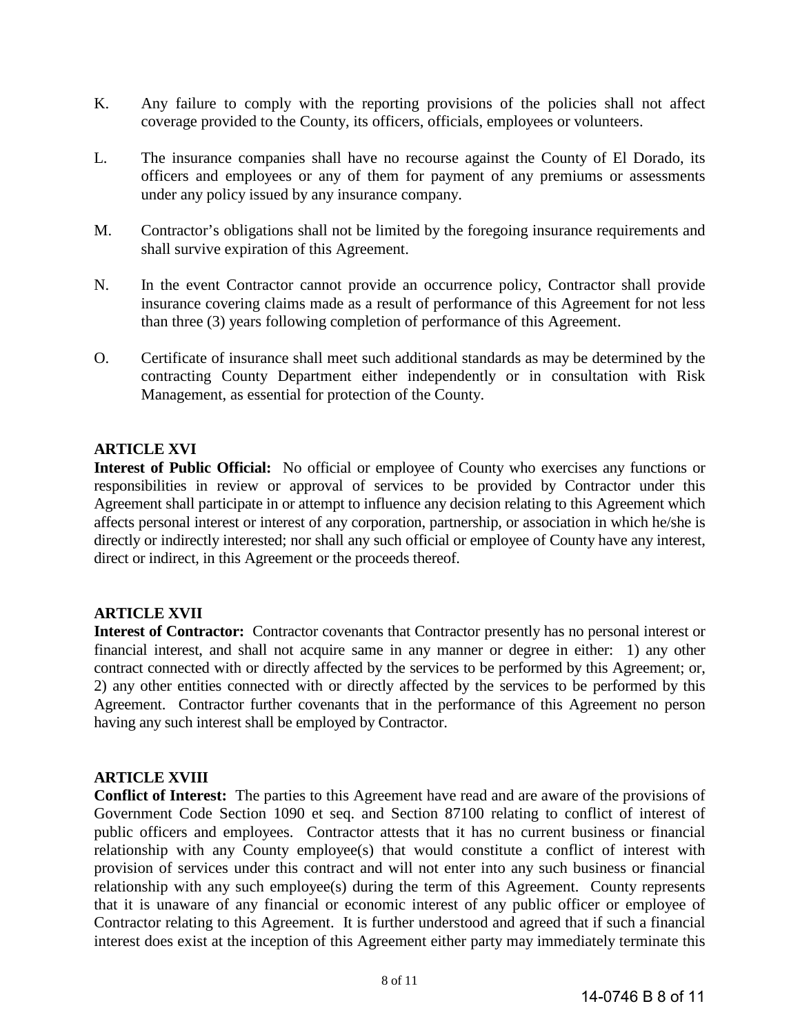K. Any failure to comply with the reporting provisions of the policies shall not affect coverage provided to the County, its officers, officials, employees or volunteers.

L. The insurance companies shall have no recourse against the County of El Dorado, its officers and employees or any of them for payment of any premiums or assessments under any policy issued by any insurance company.

M. Contractor's obligations shall not be limited by the foregoing insurance requirements and shall survive expiration of this Agreement.

N. In the event Contractor cannot provide an occurrence policy, Contractor shall provide insurance covering claims made as a result of performance of this Agreement for not less than three (3) years following completion of performance of this Agreement.

O. Certificate of insurance shall meet such additional standards as may be determined by the contracting County Department either independently or in consultation with Risk Management, as essential for protection of the County.

**ARTICLE XVI**

**Interest of Public Official:** No official or employee of County who exercises any functions or responsibilities in review or approval of services to be provided by Contractor under this Agreement shall participate in or attempt to influence any decision relating to this Agreement which affects personal interest or interest of any corporation, partnership, or association in which he/she is directly or indirectly interested; nor shall any such official or employee of County have any interest, direct or indirect, in this Agreement or the proceeds thereof.

**ARTICLE XVII**

**Interest of Contractor:** Contractor covenants that Contractor presently has no personal interest or financial interest, and shall not acquire same in any manner or degree in either: 1) any other contract connected with or directly affected by the services to be performed by this Agreement; or, 2) any other entities connected with or directly affected by the services to be performed by this Agreement. Contractor further covenants that in the performance of this Agreement no person having any such interest shall be employed by Contractor.

**ARTICLE XVIII**

**Conflict of Interest:** The parties to this Agreement have read and are aware of the provisions of Government Code Section 1090 et seq. and Section 87100 relating to conflict of interest of public officers and employees. Contractor attests that it has no current business or financial relationship with any County employee(s) that would constitute a conflict of interest with provision of services under this contract and will not enter into any such business or financial relationship with any such employee(s) during the term of this Agreement. County represents that it is unaware of any financial or economic interest of any public officer or employee of Contractor relating to this Agreement. It is further understood and agreed that if such a financial interest does exist at the inception of this Agreement either party may immediately terminate this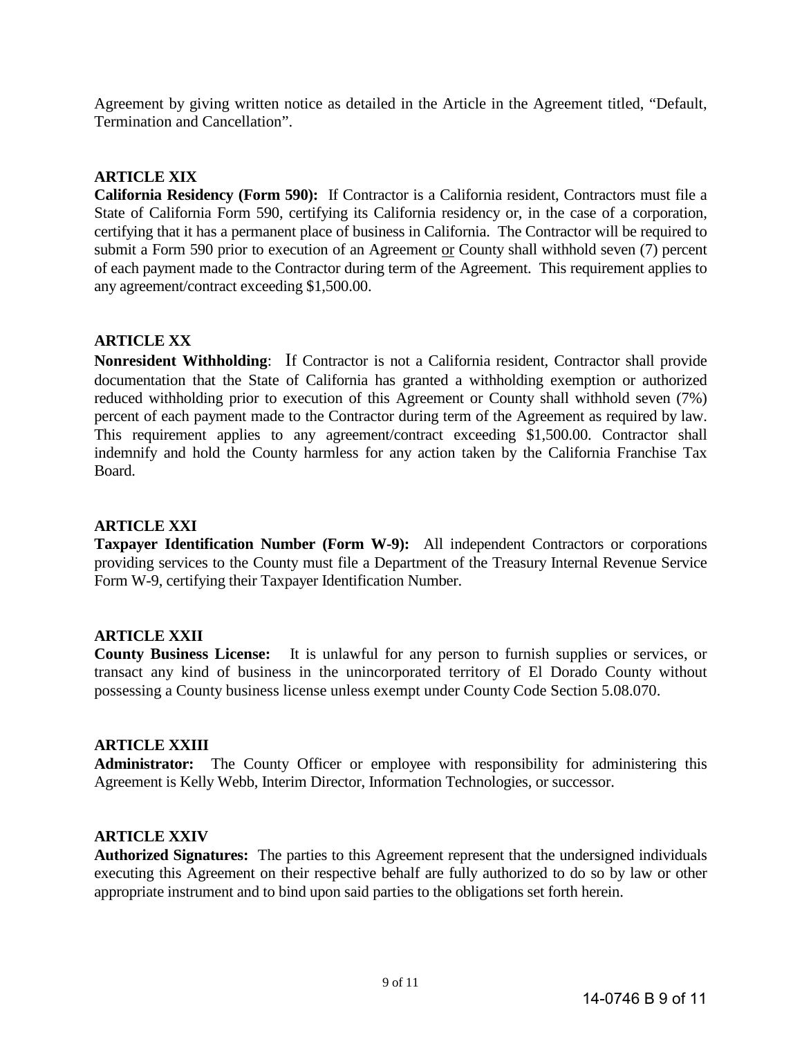Agreement by giving written notice as detailed in the Article in the Agreement titled, "Default, Termination and Cancellation".

**ARTICLE XIX**

**California Residency (Form 590):** If Contractor is a California resident, Contractors must file a State of California Form 590, certifying its California residency or, in the case of a corporation, certifying that it has a permanent place of business in California. The Contractor will be required to submit a Form 590 prior to execution of an Agreement or County shall withhold seven (7) percent of each payment made to the Contractor during term of the Agreement. This requirement applies to any agreement/contract exceeding $1,500.00.

**ARTICLE XX**

**Nonresident Withholding**: If Contractor is not a California resident, Contractor shall provide documentation that the State of California has granted a withholding exemption or authorized reduced withholding prior to execution of this Agreement or County shall withhold seven (7%) percent of each payment made to the Contractor during term of the Agreement as required by law. This requirement applies to any agreement/contract exceeding $1,500.00. Contractor shall indemnify and hold the County harmless for any action taken by the California Franchise Tax Board.

**ARTICLE XXI**

**Taxpayer Identification Number (Form W-9):** All independent Contractors or corporations providing services to the County must file a Department of the Treasury Internal Revenue Service Form W-9, certifying their Taxpayer Identification Number.

**ARTICLE XXII**

**County Business License:** It is unlawful for any person to furnish supplies or services, or transact any kind of business in the unincorporated territory of El Dorado County without possessing a County business license unless exempt under County Code Section 5.08.070.

**ARTICLE XXIII**

**Administrator:** The County Officer or employee with responsibility for administering this Agreement is Kelly Webb, Interim Director, Information Technologies, or successor.

**ARTICLE XXIV**

**Authorized Signatures:** The parties to this Agreement represent that the undersigned individuals executing this Agreement on their respective behalf are fully authorized to do so by law or other appropriate instrument and to bind upon said parties to the obligations set forth herein.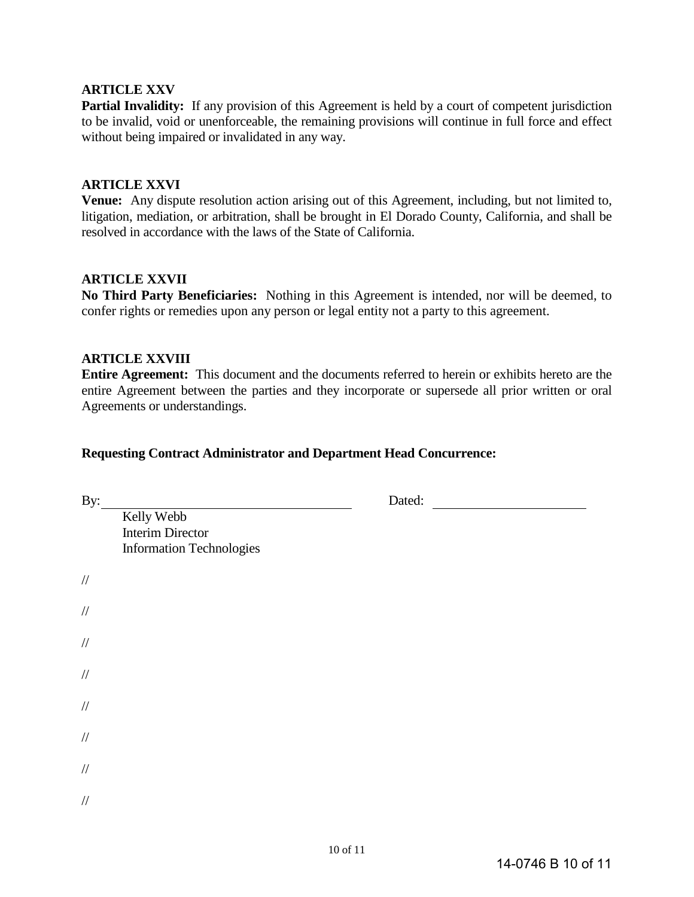**ARTICLE XXV**

**Partial Invalidity:** If any provision of this Agreement is held by a court of competent jurisdiction to be invalid, void or unenforceable, the remaining provisions will continue in full force and effect without being impaired or invalidated in any way.

**ARTICLE XXVI**

**Venue:** Any dispute resolution action arising out of this Agreement, including, but not limited to, litigation, mediation, or arbitration, shall be brought in El Dorado County, California, and shall be resolved in accordance with the laws of the State of California.

**ARTICLE XXVII**

**No Third Party Beneficiaries:** Nothing in this Agreement is intended, nor will be deemed, to confer rights or remedies upon any person or legal entity not a party to this agreement.

**ARTICLE XXVIII**

**Entire Agreement:** This document and the documents referred to herein or exhibits hereto are the entire Agreement between the parties and they incorporate or supersede all prior written or oral Agreements or understandings.

**Requesting Contract Administrator and Department Head Concurrence:**

By: ______________________________ Dated: ____________________

Kelly Webb
Interim Director
Information Technologies

//

//

//

//

//

//

//

//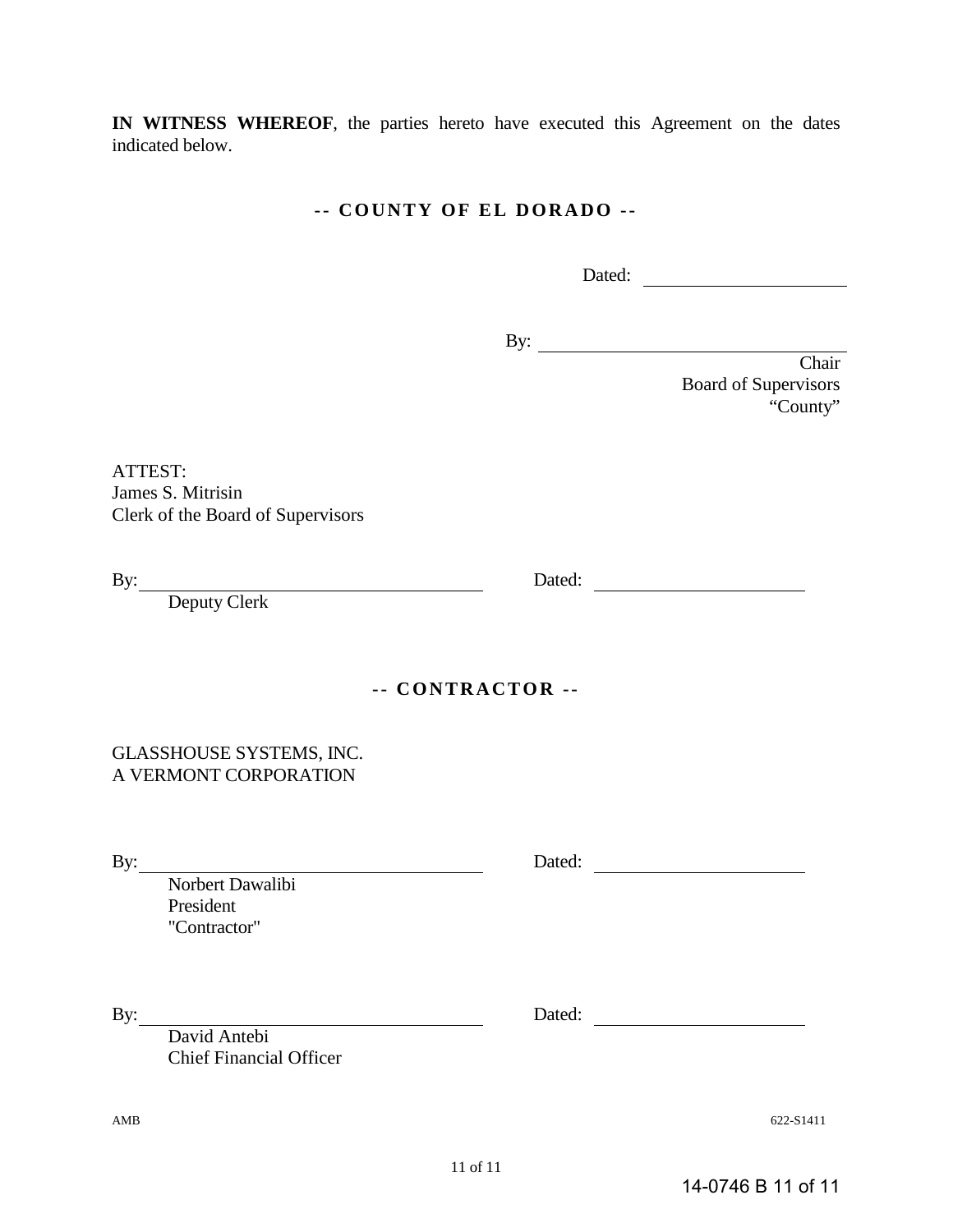**IN WITNESS WHEREOF**, the parties hereto have executed this Agreement on the dates indicated below.

**-- COUNTY OF EL DORADO --**

Dated: \_\_\_\_\_\_\_\_\_\_\_\_\_\_\_\_\_\_\_\_

By: \_\_\_\_\_\_\_\_\_\_\_\_\_\_\_\_\_\_\_\_\_\_\_\_\_\_\_\_\_\_
Chair
Board of Supervisors
"County"

ATTEST:
James S. Mitrisin
Clerk of the Board of Supervisors

By: \_\_\_\_\_\_\_\_\_\_\_\_\_\_\_\_\_\_\_\_\_\_\_\_\_\_\_\_\_\_ Dated: \_\_\_\_\_\_\_\_\_\_\_\_\_\_\_\_\_\_\_\_
Deputy Clerk

**-- CONTRACTOR --**

GLASSHOUSE SYSTEMS, INC.
A VERMONT CORPORATION

By: \_\_\_\_\_\_\_\_\_\_\_\_\_\_\_\_\_\_\_\_\_\_\_\_\_\_\_\_\_\_ Dated: \_\_\_\_\_\_\_\_\_\_\_\_\_\_\_\_\_\_\_\_
Norbert Dawalibi
President
"Contractor"

By: \_\_\_\_\_\_\_\_\_\_\_\_\_\_\_\_\_\_\_\_\_\_\_\_\_\_\_\_\_\_ Dated: \_\_\_\_\_\_\_\_\_\_\_\_\_\_\_\_\_\_\_\_
David Antebi
Chief Financial Officer

AMB 622-S1411